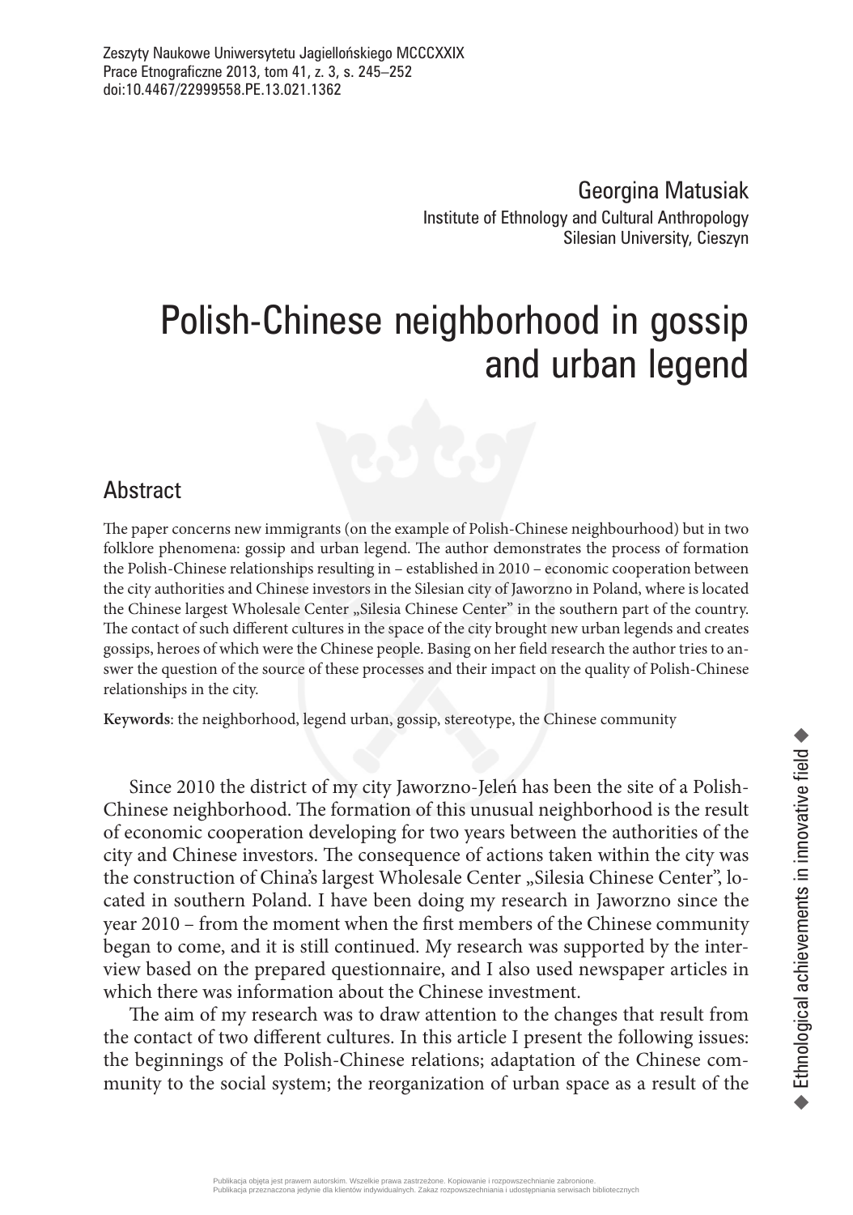Georgina Matusiak
Institute of Ethnology and Cultural Anthropology
Silesian University, Cieszyn

# Polish-Chinese neighborhood in gossip and urban legend

## Abstract

The paper concerns new immigrants (on the example of Polish-Chinese neighbourhood) but in two folklore phenomena: gossip and urban legend. The author demonstrates the process of formation the Polish-Chinese relationships resulting in – established in 2010 – economic cooperation between the city authorities and Chinese investors in the Silesian city of Jaworzno in Poland, where is located the Chinese largest Wholesale Center „Silesia Chinese Center" in the southern part of the country. The contact of such different cultures in the space of the city brought new urban legends and creates gossips, heroes of which were the Chinese people. Basing on her field research the author tries to answer the question of the source of these processes and their impact on the quality of Polish-Chinese relationships in the city.

**Keywords**: the neighborhood, legend urban, gossip, stereotype, the Chinese community

Since 2010 the district of my city Jaworzno-Jeleń has been the site of a Polish-Chinese neighborhood. The formation of this unusual neighborhood is the result of economic cooperation developing for two years between the authorities of the city and Chinese investors. The consequence of actions taken within the city was the construction of China's largest Wholesale Center „Silesia Chinese Center", located in southern Poland. I have been doing my research in Jaworzno since the year 2010 – from the moment when the first members of the Chinese community began to come, and it is still continued. My research was supported by the interview based on the prepared questionnaire, and I also used newspaper articles in which there was information about the Chinese investment.

The aim of my research was to draw attention to the changes that result from the contact of two different cultures. In this article I present the following issues: the beginnings of the Polish-Chinese relations; adaptation of the Chinese community to the social system; the reorganization of urban space as a result of the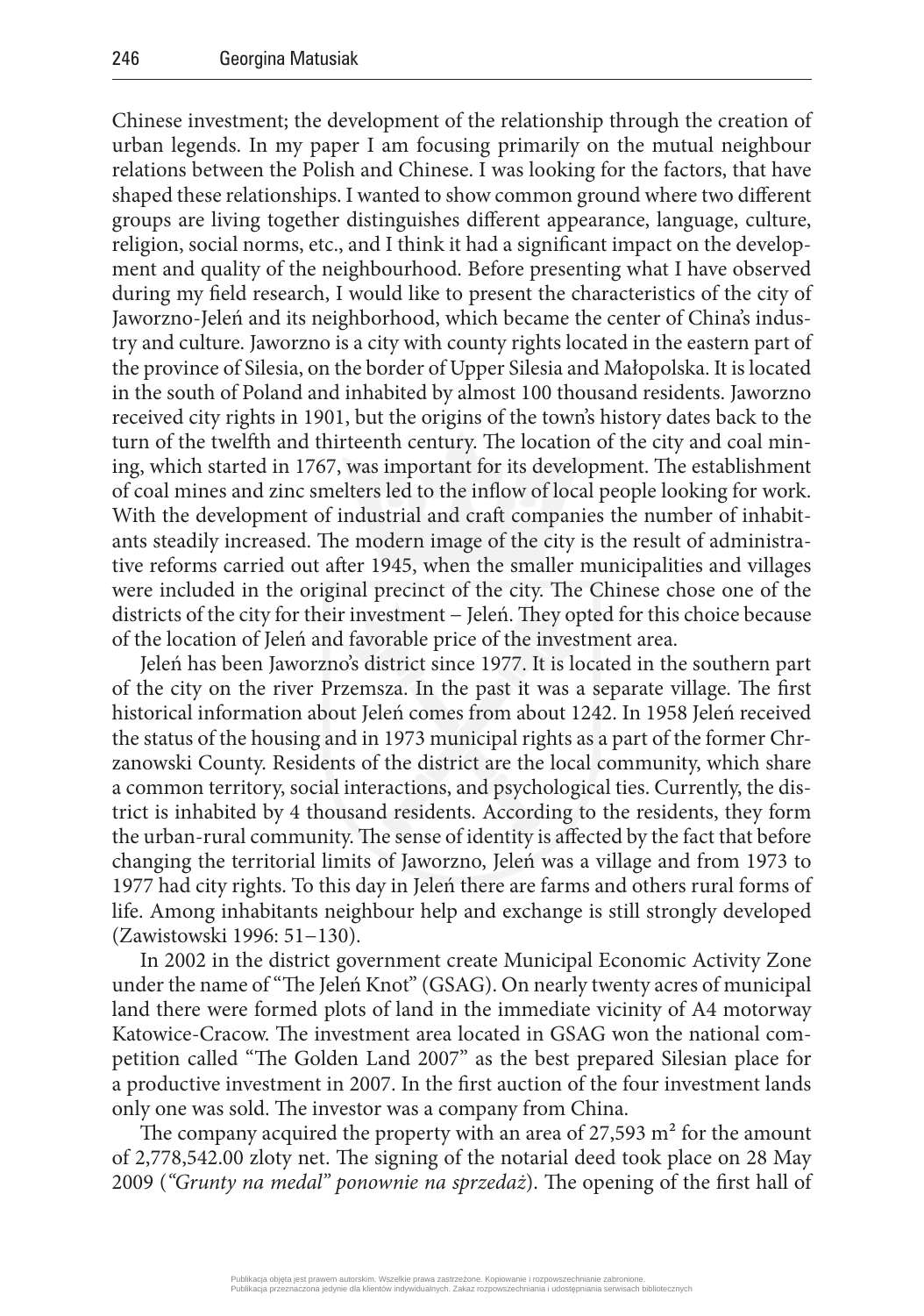Chinese investment; the development of the relationship through the creation of urban legends. In my paper I am focusing primarily on the mutual neighbour relations between the Polish and Chinese. I was looking for the factors, that have shaped these relationships. I wanted to show common ground where two different groups are living together distinguishes different appearance, language, culture, religion, social norms, etc., and I think it had a significant impact on the development and quality of the neighbourhood. Before presenting what I have observed during my field research, I would like to present the characteristics of the city of Jaworzno-Jeleń and its neighborhood, which became the center of China's industry and culture. Jaworzno is a city with county rights located in the eastern part of the province of Silesia, on the border of Upper Silesia and Małopolska. It is located in the south of Poland and inhabited by almost 100 thousand residents. Jaworzno received city rights in 1901, but the origins of the town's history dates back to the turn of the twelfth and thirteenth century. The location of the city and coal mining, which started in 1767, was important for its development. The establishment of coal mines and zinc smelters led to the inflow of local people looking for work. With the development of industrial and craft companies the number of inhabitants steadily increased. The modern image of the city is the result of administrative reforms carried out after 1945, when the smaller municipalities and villages were included in the original precinct of the city. The Chinese chose one of the districts of the city for their investment – Jeleń. They opted for this choice because of the location of Jeleń and favorable price of the investment area.

Jeleń has been Jaworzno's district since 1977. It is located in the southern part of the city on the river Przemsza. In the past it was a separate village. The first historical information about Jeleń comes from about 1242. In 1958 Jeleń received the status of the housing and in 1973 municipal rights as a part of the former Chrzanowski County. Residents of the district are the local community, which share a common territory, social interactions, and psychological ties. Currently, the district is inhabited by 4 thousand residents. According to the residents, they form the urban-rural community. The sense of identity is affected by the fact that before changing the territorial limits of Jaworzno, Jeleń was a village and from 1973 to 1977 had city rights. To this day in Jeleń there are farms and others rural forms of life. Among inhabitants neighbour help and exchange is still strongly developed (Zawistowski 1996: 51–130).

In 2002 in the district government create Municipal Economic Activity Zone under the name of "The Jeleń Knot" (GSAG). On nearly twenty acres of municipal land there were formed plots of land in the immediate vicinity of A4 motorway Katowice-Cracow. The investment area located in GSAG won the national competition called "The Golden Land 2007" as the best prepared Silesian place for a productive investment in 2007. In the first auction of the four investment lands only one was sold. The investor was a company from China.

The company acquired the property with an area of 27,593 m² for the amount of 2,778,542.00 zloty net. The signing of the notarial deed took place on 28 May 2009 (*"Grunty na medal" ponownie na sprzedaż*). The opening of the first hall of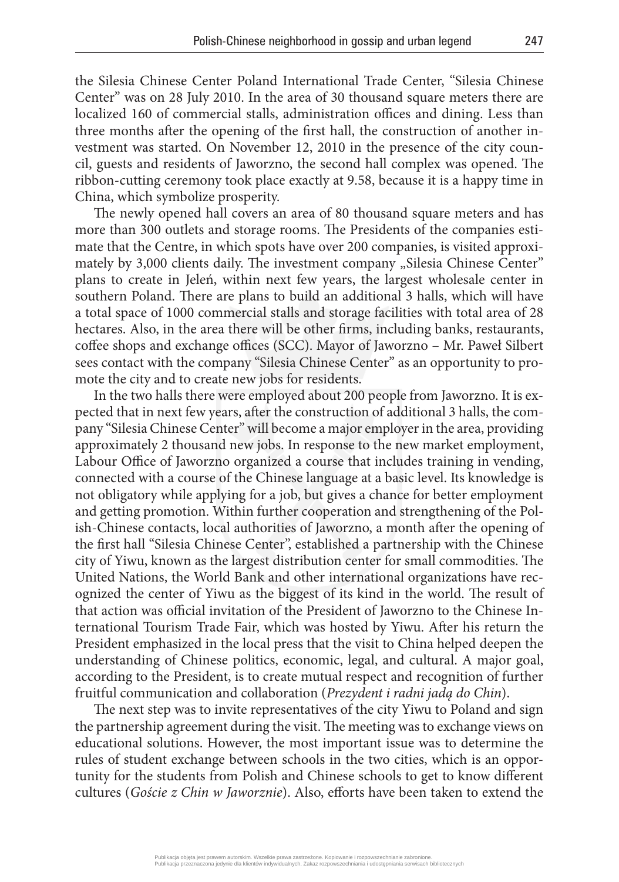the Silesia Chinese Center Poland International Trade Center, "Silesia Chinese Center" was on 28 July 2010. In the area of 30 thousand square meters there are localized 160 of commercial stalls, administration offices and dining. Less than three months after the opening of the first hall, the construction of another investment was started. On November 12, 2010 in the presence of the city council, guests and residents of Jaworzno, the second hall complex was opened. The ribbon-cutting ceremony took place exactly at 9.58, because it is a happy time in China, which symbolize prosperity.

The newly opened hall covers an area of 80 thousand square meters and has more than 300 outlets and storage rooms. The Presidents of the companies estimate that the Centre, in which spots have over 200 companies, is visited approximately by 3,000 clients daily. The investment company „Silesia Chinese Center" plans to create in Jeleń, within next few years, the largest wholesale center in southern Poland. There are plans to build an additional 3 halls, which will have a total space of 1000 commercial stalls and storage facilities with total area of 28 hectares. Also, in the area there will be other firms, including banks, restaurants, coffee shops and exchange offices (SCC). Mayor of Jaworzno – Mr. Paweł Silbert sees contact with the company "Silesia Chinese Center" as an opportunity to promote the city and to create new jobs for residents.

In the two halls there were employed about 200 people from Jaworzno. It is expected that in next few years, after the construction of additional 3 halls, the company "Silesia Chinese Center" will become a major employer in the area, providing approximately 2 thousand new jobs. In response to the new market employment, Labour Office of Jaworzno organized a course that includes training in vending, connected with a course of the Chinese language at a basic level. Its knowledge is not obligatory while applying for a job, but gives a chance for better employment and getting promotion. Within further cooperation and strengthening of the Polish-Chinese contacts, local authorities of Jaworzno, a month after the opening of the first hall "Silesia Chinese Center", established a partnership with the Chinese city of Yiwu, known as the largest distribution center for small commodities. The United Nations, the World Bank and other international organizations have recognized the center of Yiwu as the biggest of its kind in the world. The result of that action was official invitation of the President of Jaworzno to the Chinese International Tourism Trade Fair, which was hosted by Yiwu. After his return the President emphasized in the local press that the visit to China helped deepen the understanding of Chinese politics, economic, legal, and cultural. A major goal, according to the President, is to create mutual respect and recognition of further fruitful communication and collaboration (*Prezydent i radni jadą do Chin*).

The next step was to invite representatives of the city Yiwu to Poland and sign the partnership agreement during the visit. The meeting was to exchange views on educational solutions. However, the most important issue was to determine the rules of student exchange between schools in the two cities, which is an opportunity for the students from Polish and Chinese schools to get to know different cultures (*Goście z Chin w Jaworznie*). Also, efforts have been taken to extend the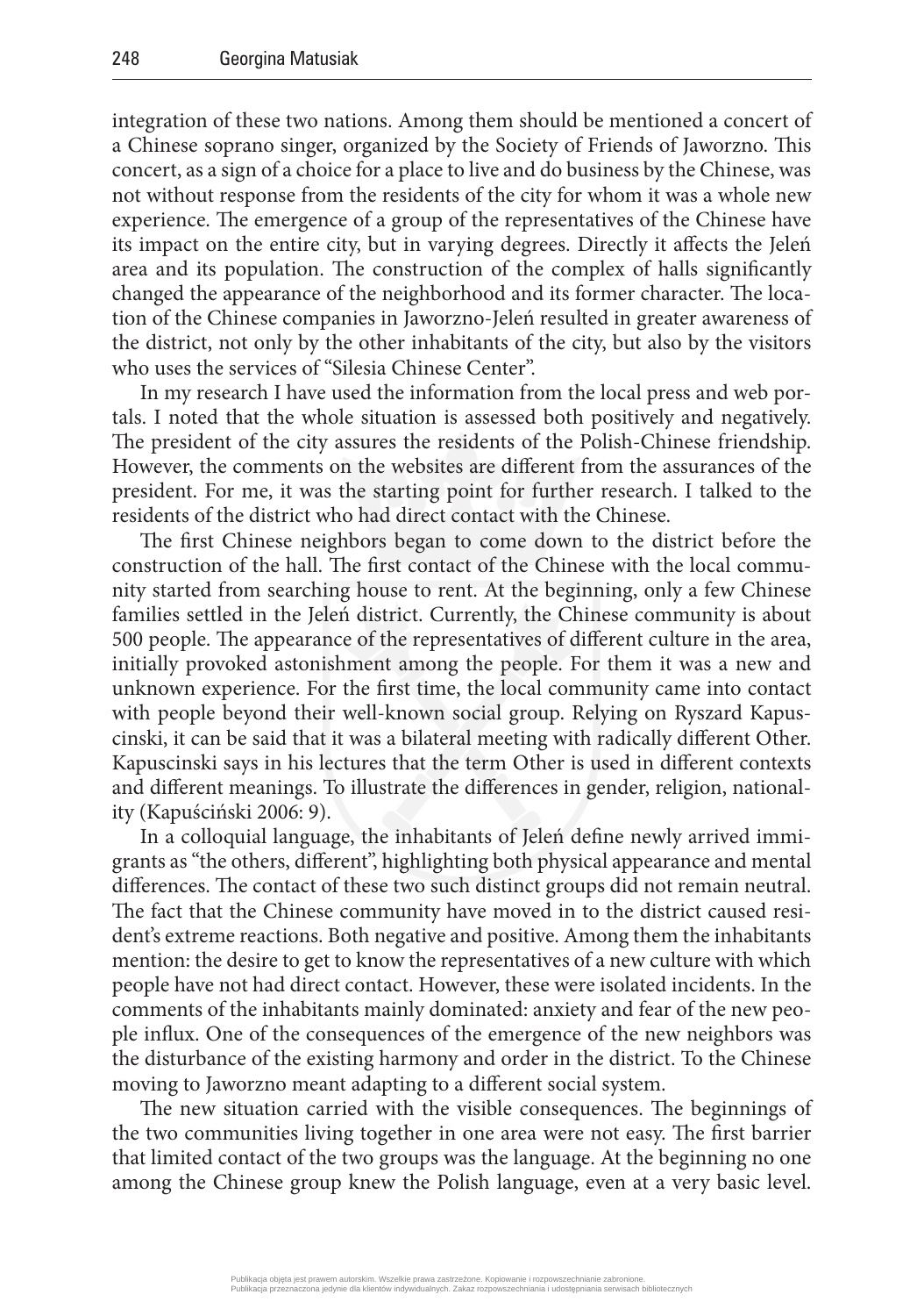integration of these two nations. Among them should be mentioned a concert of a Chinese soprano singer, organized by the Society of Friends of Jaworzno. This concert, as a sign of a choice for a place to live and do business by the Chinese, was not without response from the residents of the city for whom it was a whole new experience. The emergence of a group of the representatives of the Chinese have its impact on the entire city, but in varying degrees. Directly it affects the Jeleń area and its population. The construction of the complex of halls significantly changed the appearance of the neighborhood and its former character. The location of the Chinese companies in Jaworzno-Jeleń resulted in greater awareness of the district, not only by the other inhabitants of the city, but also by the visitors who uses the services of "Silesia Chinese Center".

In my research I have used the information from the local press and web portals. I noted that the whole situation is assessed both positively and negatively. The president of the city assures the residents of the Polish-Chinese friendship. However, the comments on the websites are different from the assurances of the president. For me, it was the starting point for further research. I talked to the residents of the district who had direct contact with the Chinese.

The first Chinese neighbors began to come down to the district before the construction of the hall. The first contact of the Chinese with the local community started from searching house to rent. At the beginning, only a few Chinese families settled in the Jeleń district. Currently, the Chinese community is about 500 people. The appearance of the representatives of different culture in the area, initially provoked astonishment among the people. For them it was a new and unknown experience. For the first time, the local community came into contact with people beyond their well-known social group. Relying on Ryszard Kapuscinski, it can be said that it was a bilateral meeting with radically different Other. Kapuscinski says in his lectures that the term Other is used in different contexts and different meanings. To illustrate the differences in gender, religion, nationality (Kapuściński 2006: 9).

In a colloquial language, the inhabitants of Jeleń define newly arrived immigrants as "the others, different", highlighting both physical appearance and mental differences. The contact of these two such distinct groups did not remain neutral. The fact that the Chinese community have moved in to the district caused resident's extreme reactions. Both negative and positive. Among them the inhabitants mention: the desire to get to know the representatives of a new culture with which people have not had direct contact. However, these were isolated incidents. In the comments of the inhabitants mainly dominated: anxiety and fear of the new people influx. One of the consequences of the emergence of the new neighbors was the disturbance of the existing harmony and order in the district. To the Chinese moving to Jaworzno meant adapting to a different social system.

The new situation carried with the visible consequences. The beginnings of the two communities living together in one area were not easy. The first barrier that limited contact of the two groups was the language. At the beginning no one among the Chinese group knew the Polish language, even at a very basic level.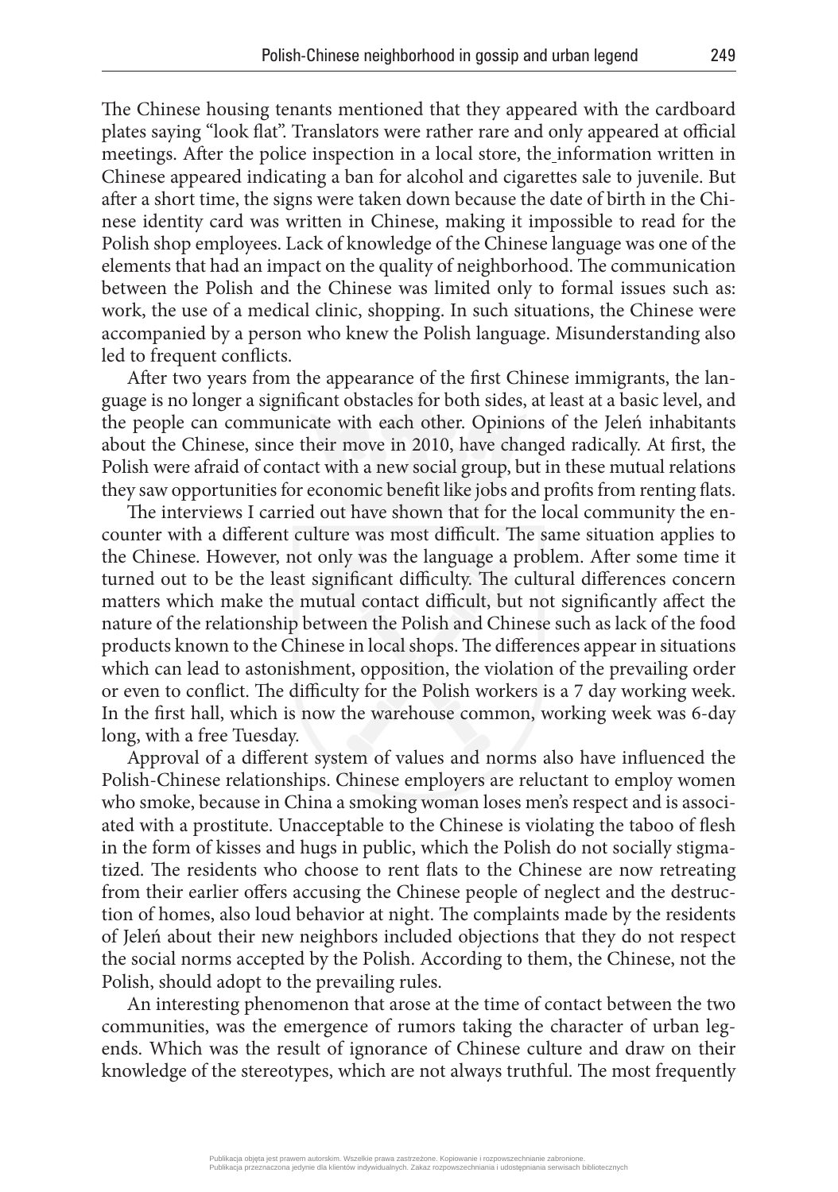The Chinese housing tenants mentioned that they appeared with the cardboard plates saying "look flat". Translators were rather rare and only appeared at official meetings. After the police inspection in a local store, the information written in Chinese appeared indicating a ban for alcohol and cigarettes sale to juvenile. But after a short time, the signs were taken down because the date of birth in the Chinese identity card was written in Chinese, making it impossible to read for the Polish shop employees. Lack of knowledge of the Chinese language was one of the elements that had an impact on the quality of neighborhood. The communication between the Polish and the Chinese was limited only to formal issues such as: work, the use of a medical clinic, shopping. In such situations, the Chinese were accompanied by a person who knew the Polish language. Misunderstanding also led to frequent conflicts.

After two years from the appearance of the first Chinese immigrants, the language is no longer a significant obstacles for both sides, at least at a basic level, and the people can communicate with each other. Opinions of the Jeleń inhabitants about the Chinese, since their move in 2010, have changed radically. At first, the Polish were afraid of contact with a new social group, but in these mutual relations they saw opportunities for economic benefit like jobs and profits from renting flats.

The interviews I carried out have shown that for the local community the encounter with a different culture was most difficult. The same situation applies to the Chinese. However, not only was the language a problem. After some time it turned out to be the least significant difficulty. The cultural differences concern matters which make the mutual contact difficult, but not significantly affect the nature of the relationship between the Polish and Chinese such as lack of the food products known to the Chinese in local shops. The differences appear in situations which can lead to astonishment, opposition, the violation of the prevailing order or even to conflict. The difficulty for the Polish workers is a 7 day working week. In the first hall, which is now the warehouse common, working week was 6-day long, with a free Tuesday.

Approval of a different system of values and norms also have influenced the Polish-Chinese relationships. Chinese employers are reluctant to employ women who smoke, because in China a smoking woman loses men's respect and is associated with a prostitute. Unacceptable to the Chinese is violating the taboo of flesh in the form of kisses and hugs in public, which the Polish do not socially stigmatized. The residents who choose to rent flats to the Chinese are now retreating from their earlier offers accusing the Chinese people of neglect and the destruction of homes, also loud behavior at night. The complaints made by the residents of Jeleń about their new neighbors included objections that they do not respect the social norms accepted by the Polish. According to them, the Chinese, not the Polish, should adopt to the prevailing rules.

An interesting phenomenon that arose at the time of contact between the two communities, was the emergence of rumors taking the character of urban legends. Which was the result of ignorance of Chinese culture and draw on their knowledge of the stereotypes, which are not always truthful. The most frequently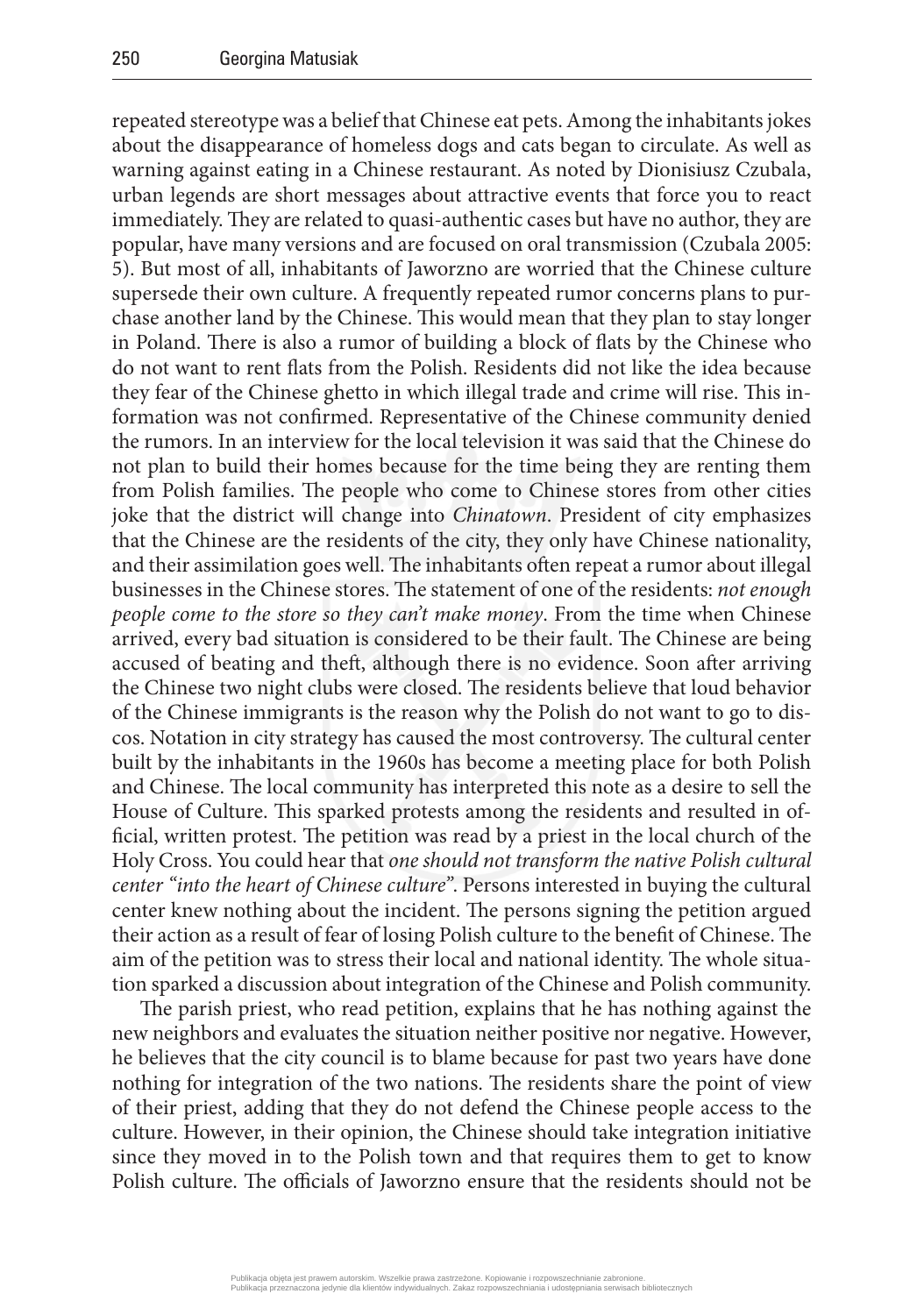repeated stereotype was a belief that Chinese eat pets. Among the inhabitants jokes about the disappearance of homeless dogs and cats began to circulate. As well as warning against eating in a Chinese restaurant. As noted by Dionisiusz Czubala, urban legends are short messages about attractive events that force you to react immediately. They are related to quasi-authentic cases but have no author, they are popular, have many versions and are focused on oral transmission (Czubala 2005: 5). But most of all, inhabitants of Jaworzno are worried that the Chinese culture supersede their own culture. A frequently repeated rumor concerns plans to purchase another land by the Chinese. This would mean that they plan to stay longer in Poland. There is also a rumor of building a block of flats by the Chinese who do not want to rent flats from the Polish. Residents did not like the idea because they fear of the Chinese ghetto in which illegal trade and crime will rise. This information was not confirmed. Representative of the Chinese community denied the rumors. In an interview for the local television it was said that the Chinese do not plan to build their homes because for the time being they are renting them from Polish families. The people who come to Chinese stores from other cities joke that the district will change into *Chinatown*. President of city emphasizes that the Chinese are the residents of the city, they only have Chinese nationality, and their assimilation goes well. The inhabitants often repeat a rumor about illegal businesses in the Chinese stores. The statement of one of the residents: *not enough people come to the store so they can't make money*. From the time when Chinese arrived, every bad situation is considered to be their fault. The Chinese are being accused of beating and theft, although there is no evidence. Soon after arriving the Chinese two night clubs were closed. The residents believe that loud behavior of the Chinese immigrants is the reason why the Polish do not want to go to discos. Notation in city strategy has caused the most controversy. The cultural center built by the inhabitants in the 1960s has become a meeting place for both Polish and Chinese. The local community has interpreted this note as a desire to sell the House of Culture. This sparked protests among the residents and resulted in official, written protest. The petition was read by a priest in the local church of the Holy Cross. You could hear that *one should not transform the native Polish cultural center "into the heart of Chinese culture"*. Persons interested in buying the cultural center knew nothing about the incident. The persons signing the petition argued their action as a result of fear of losing Polish culture to the benefit of Chinese. The aim of the petition was to stress their local and national identity. The whole situation sparked a discussion about integration of the Chinese and Polish community.

The parish priest, who read petition, explains that he has nothing against the new neighbors and evaluates the situation neither positive nor negative. However, he believes that the city council is to blame because for past two years have done nothing for integration of the two nations. The residents share the point of view of their priest, adding that they do not defend the Chinese people access to the culture. However, in their opinion, the Chinese should take integration initiative since they moved in to the Polish town and that requires them to get to know Polish culture. The officials of Jaworzno ensure that the residents should not be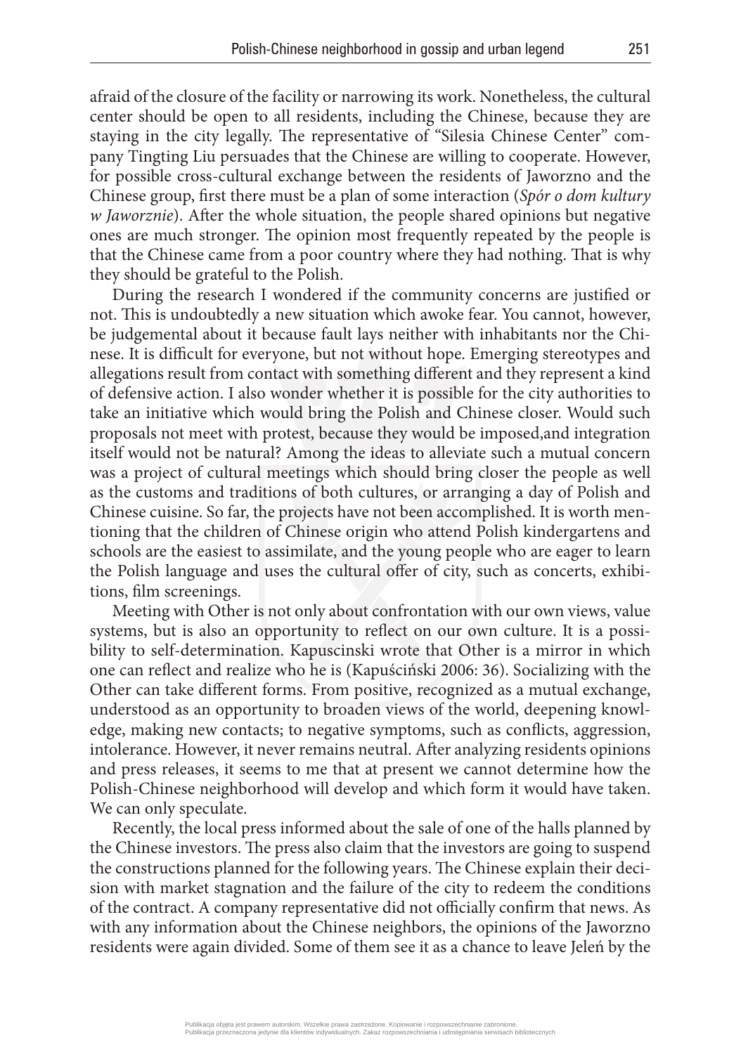afraid of the closure of the facility or narrowing its work. Nonetheless, the cultural center should be open to all residents, including the Chinese, because they are staying in the city legally. The representative of "Silesia Chinese Center" company Tingting Liu persuades that the Chinese are willing to cooperate. However, for possible cross-cultural exchange between the residents of Jaworzno and the Chinese group, first there must be a plan of some interaction (*Spór o dom kultury w Jaworznie*). After the whole situation, the people shared opinions but negative ones are much stronger. The opinion most frequently repeated by the people is that the Chinese came from a poor country where they had nothing. That is why they should be grateful to the Polish.

During the research I wondered if the community concerns are justified or not. This is undoubtedly a new situation which awoke fear. You cannot, however, be judgemental about it because fault lays neither with inhabitants nor the Chinese. It is difficult for everyone, but not without hope. Emerging stereotypes and allegations result from contact with something different and they represent a kind of defensive action. I also wonder whether it is possible for the city authorities to take an initiative which would bring the Polish and Chinese closer. Would such proposals not meet with protest, because they would be imposed,and integration itself would not be natural? Among the ideas to alleviate such a mutual concern was a project of cultural meetings which should bring closer the people as well as the customs and traditions of both cultures, or arranging a day of Polish and Chinese cuisine. So far, the projects have not been accomplished. It is worth mentioning that the children of Chinese origin who attend Polish kindergartens and schools are the easiest to assimilate, and the young people who are eager to learn the Polish language and uses the cultural offer of city, such as concerts, exhibitions, film screenings.

Meeting with Other is not only about confrontation with our own views, value systems, but is also an opportunity to reflect on our own culture. It is a possibility to self-determination. Kapuscinski wrote that Other is a mirror in which one can reflect and realize who he is (Kapuściński 2006: 36). Socializing with the Other can take different forms. From positive, recognized as a mutual exchange, understood as an opportunity to broaden views of the world, deepening knowledge, making new contacts; to negative symptoms, such as conflicts, aggression, intolerance. However, it never remains neutral. After analyzing residents opinions and press releases, it seems to me that at present we cannot determine how the Polish-Chinese neighborhood will develop and which form it would have taken. We can only speculate.

Recently, the local press informed about the sale of one of the halls planned by the Chinese investors. The press also claim that the investors are going to suspend the constructions planned for the following years. The Chinese explain their decision with market stagnation and the failure of the city to redeem the conditions of the contract. A company representative did not officially confirm that news. As with any information about the Chinese neighbors, the opinions of the Jaworzno residents were again divided. Some of them see it as a chance to leave Jeleń by the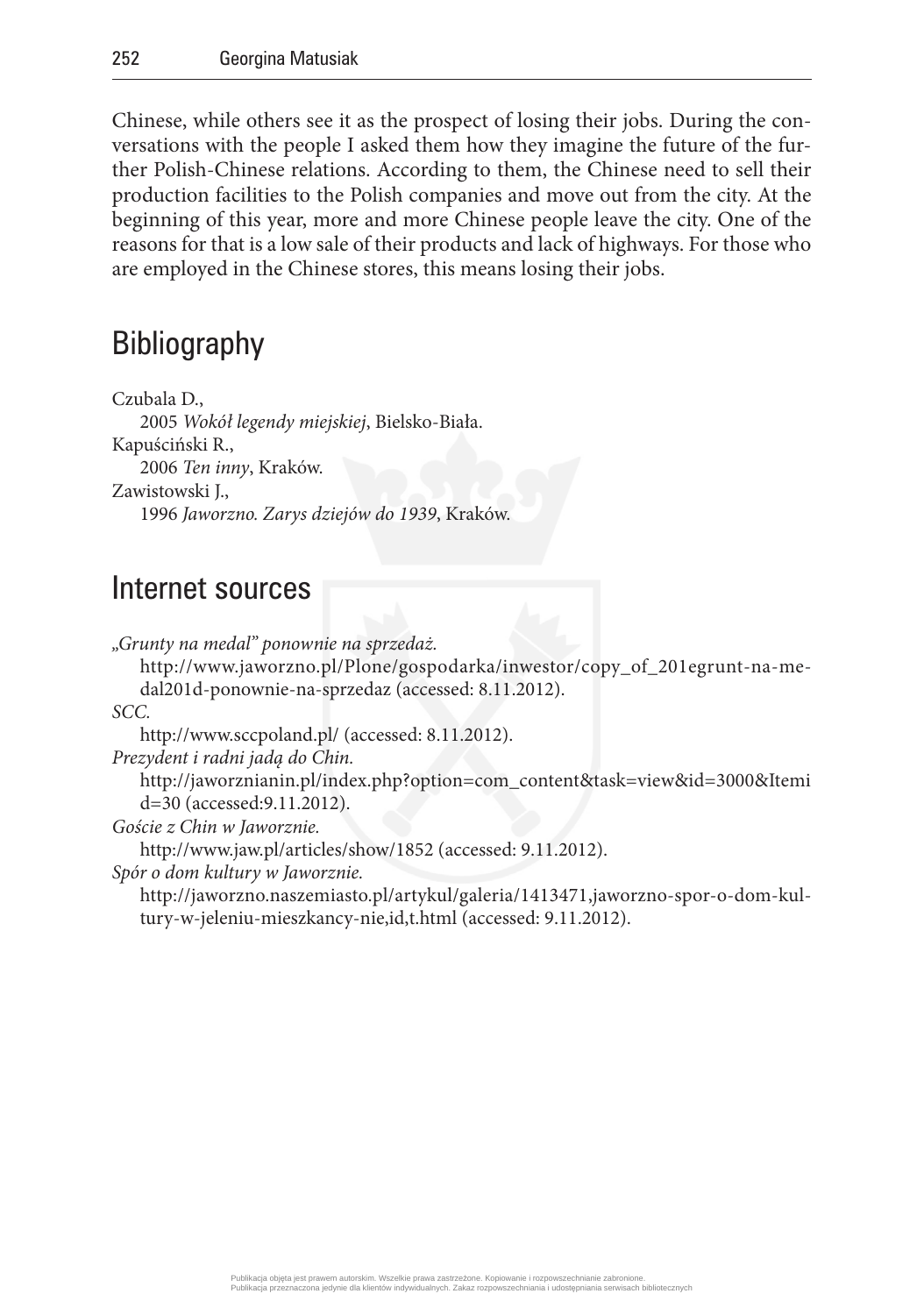Chinese, while others see it as the prospect of losing their jobs. During the conversations with the people I asked them how they imagine the future of the further Polish-Chinese relations. According to them, the Chinese need to sell their production facilities to the Polish companies and move out from the city. At the beginning of this year, more and more Chinese people leave the city. One of the reasons for that is a low sale of their products and lack of highways. For those who are employed in the Chinese stores, this means losing their jobs.

## Bibliography

Czubala D.,
2005 *Wokół legendy miejskiej*, Bielsko-Biała.

Kapuściński R.,
2006 *Ten inny*, Kraków.

Zawistowski J.,
1996 *Jaworzno. Zarys dziejów do 1939*, Kraków.

## Internet sources

*„Grunty na medal" ponownie na sprzedaż.*
http://www.jaworzno.pl/Plone/gospodarka/inwestor/copy_of_201egrunt-na-medal201d-ponownie-na-sprzedaz (accessed: 8.11.2012).

*SCC.*
http://www.sccpoland.pl/ (accessed: 8.11.2012).

*Prezydent i radni jadą do Chin.*
http://jaworznianin.pl/index.php?option=com_content&task=view&id=3000&Itemid=30 (accessed:9.11.2012).

*Goście z Chin w Jaworznie.*
http://www.jaw.pl/articles/show/1852 (accessed: 9.11.2012).

*Spór o dom kultury w Jaworznie.*
http://jaworzno.naszemiasto.pl/artykul/galeria/1413471,jaworzno-spor-o-dom-kultury-w-jeleniu-mieszkancy-nie,id,t.html (accessed: 9.11.2012).